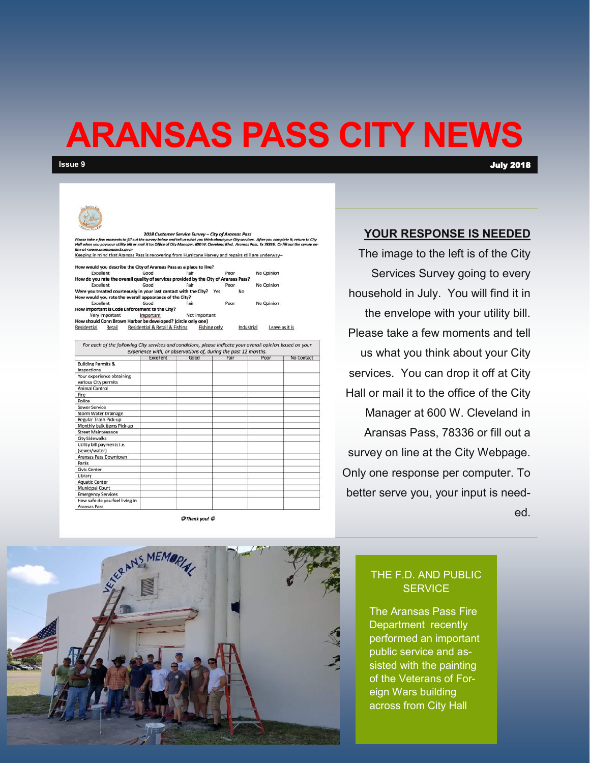# ARANSAS PASS CITY NEWS

**Issue 9** **July 2018**

*2018 Customer Service Survey – City of Aransas Pass*

*Please take a few moments to fill out the survey below and tell us what you think about your City services. After you complete it, return to City Hall when you pay your utility bill or mail it to: Office of City Manager, 600 W. Cleveland Blvd. Aransas Pass, Tx 78336. Or fill out the survey on-line at <www.aransaspasstx.gov>*

Keeping in mind that Aransas Pass is recovering from Hurricane Harvey and repairs still are underway–

**How would you describe the City of Aransas Pass as a place to live?**
Excellent Good Fair Poor No Opinion

**How do you rate the overall quality of services provided by the City of Aransas Pass?**
Excellent Good Fair Poor No Opinion

**Were you treated courteously in your last contact with the City?** Yes No

**How would you rate the overall appearance of the City?**
Excellent Good Fair Poor No Opinion

**How important is Code Enforcement to the City?**
Very Important Important Not Important

**How should Conn Brown Harbor be developed? (circle only one)**
Residential Retail Residential & Retail & Fishing Fishing only Industrial Leave as it is

*For each of the following City services and conditions, please indicate your overall opinion based on your experience with, or observations of, during the past 12 months.*

| | Excellent | Good | Fair | Poor | No Contact |
|---|---|---|---|---|---|
| Building Permits & Inspections | | | | | |
| Your experience obtaining various City permits | | | | | |
| Animal Control | | | | | |
| Fire | | | | | |
| Police | | | | | |
| Sewer Service | | | | | |
| Storm Water Drainage | | | | | |
| Regular Trash Pick-up | | | | | |
| Monthly bulk items Pick-up | | | | | |
| Street Maintenance | | | | | |
| City Sidewalks | | | | | |
| Utility bill payments i.e. (sewer/water) | | | | | |
| Aransas Pass Downtown | | | | | |
| Parks | | | | | |
| Civic Center | | | | | |
| Library | | | | | |
| Aquatic Center | | | | | |
| Municipal Court | | | | | |
| Emergency Services | | | | | |
| How safe do you feel living in Aransas Pass | | | | | |

*☺Thank you! ☺*

## YOUR RESPONSE IS NEEDED

The image to the left is of the City Services Survey going to every household in July. You will find it in the envelope with your utility bill. Please take a few moments and tell us what you think about your City services. You can drop it off at City Hall or mail it to the office of the City Manager at 600 W. Cleveland in Aransas Pass, 78336 or fill out a survey on line at the City Webpage. Only one response per computer. To better serve you, your input is needed.

### THE F.D. AND PUBLIC SERVICE

The Aransas Pass Fire Department recently performed an important public service and assisted with the painting of the Veterans of Foreign Wars building across from City Hall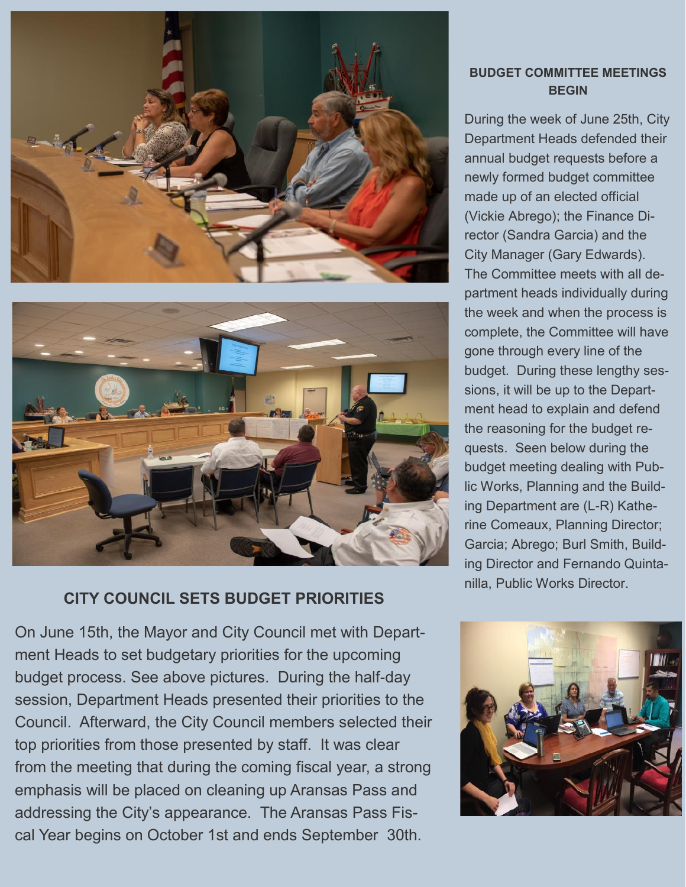## BUDGET COMMITTEE MEETINGS BEGIN

During the week of June 25th, City Department Heads defended their annual budget requests before a newly formed budget committee made up of an elected official (Vickie Abrego); the Finance Director (Sandra Garcia) and the City Manager (Gary Edwards). The Committee meets with all department heads individually during the week and when the process is complete, the Committee will have gone through every line of the budget. During these lengthy sessions, it will be up to the Department head to explain and defend the reasoning for the budget requests. Seen below during the budget meeting dealing with Public Works, Planning and the Building Department are (L-R) Katherine Comeaux, Planning Director; Garcia; Abrego; Burl Smith, Building Director and Fernando Quintanilla, Public Works Director.

## CITY COUNCIL SETS BUDGET PRIORITIES

On June 15th, the Mayor and City Council met with Department Heads to set budgetary priorities for the upcoming budget process. See above pictures. During the half-day session, Department Heads presented their priorities to the Council. Afterward, the City Council members selected their top priorities from those presented by staff. It was clear from the meeting that during the coming fiscal year, a strong emphasis will be placed on cleaning up Aransas Pass and addressing the City's appearance. The Aransas Pass Fiscal Year begins on October 1st and ends September 30th.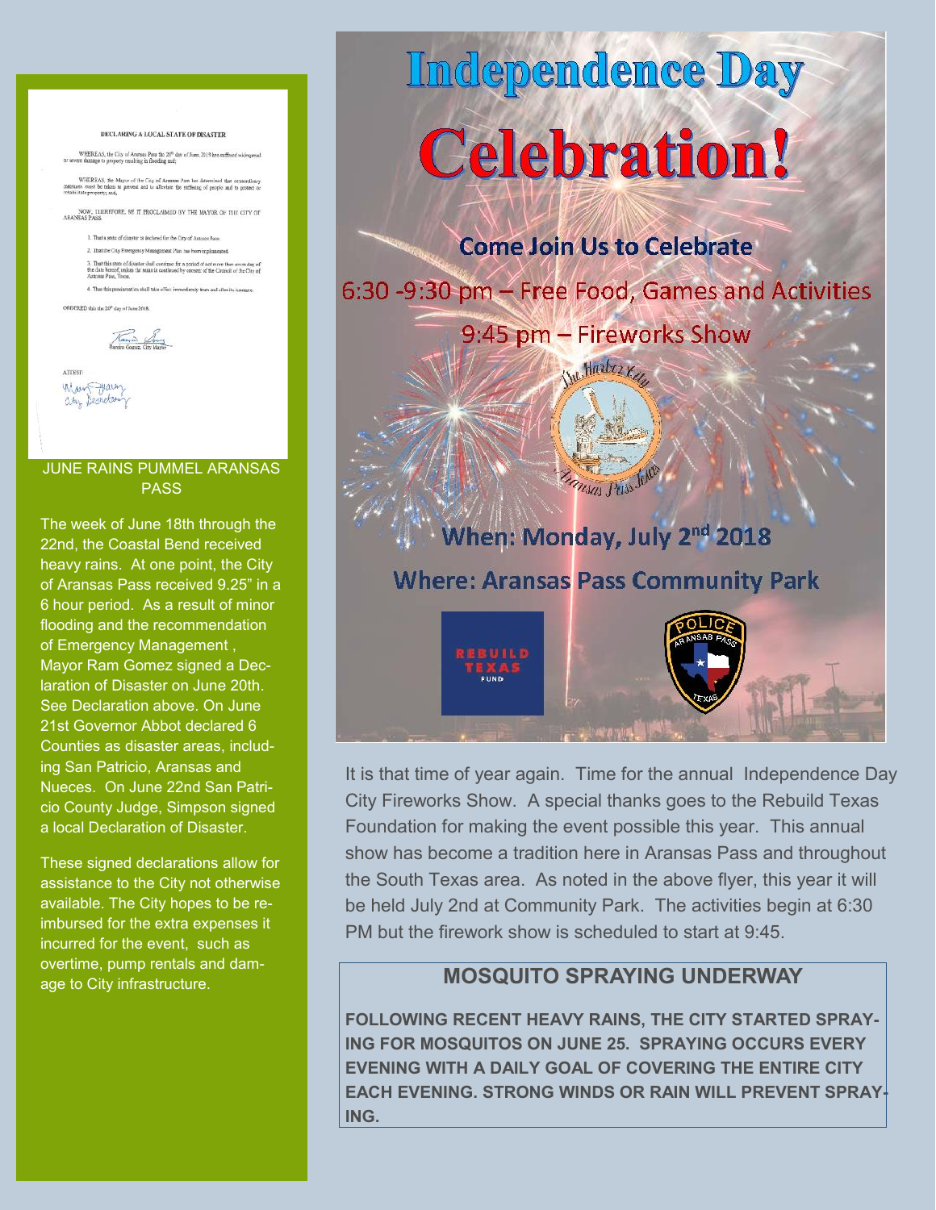DECLARING A LOCAL STATE OF DISASTER

WHEREAS, the City of Aransas Pass the 20th day of June, 2018 has suffered widespread or severe damage to property resulting in flooding and;

WHEREAS, the Mayor of the City of Aransas Pass has determined that extraordinary measures must be taken to prevent and to alleviate the suffering of people and to protect or rehabilitate property; and,

NOW, THEREFORE, BE IT PROCLAIMED BY THE MAYOR OF THE CITY OF ARANSAS PASS

1. That a state of disaster is declared for the City of Aransas Pass.
2. That the City Emergency Management Plan has been implemented.
3. That this state of disaster shall continue for a period of not more than seven day of the date hereof, unless the same is continued by consent of the Council of the City of Aransas Pass, Texas.
4. That this proclamation shall take effect immediately from and after its issuance.

ORDERED this the 20th day of June 2018.

Ramiro Gomez, City Mayor

ATTEST:

City Secretary

## JUNE RAINS PUMMEL ARANSAS PASS

The week of June 18th through the 22nd, the Coastal Bend received heavy rains. At one point, the City of Aransas Pass received 9.25" in a 6 hour period. As a result of minor flooding and the recommendation of Emergency Management , Mayor Ram Gomez signed a Declaration of Disaster on June 20th. See Declaration above. On June 21st Governor Abbot declared 6 Counties as disaster areas, including San Patricio, Aransas and Nueces. On June 22nd San Patricio County Judge, Simpson signed a local Declaration of Disaster.

These signed declarations allow for assistance to the City not otherwise available. The City hopes to be reimbursed for the extra expenses it incurred for the event, such as overtime, pump rentals and damage to City infrastructure.

# Independence Day Celebration!

**Come Join Us to Celebrate**

6:30 -9:30 pm – Free Food, Games and Activities

9:45 pm – Fireworks Show

**When: Monday, July 2nd 2018**

**Where: Aransas Pass Community Park**

It is that time of year again. Time for the annual Independence Day City Fireworks Show. A special thanks goes to the Rebuild Texas Foundation for making the event possible this year. This annual show has become a tradition here in Aransas Pass and throughout the South Texas area. As noted in the above flyer, this year it will be held July 2nd at Community Park. The activities begin at 6:30 PM but the firework show is scheduled to start at 9:45.

## MOSQUITO SPRAYING UNDERWAY

**FOLLOWING RECENT HEAVY RAINS, THE CITY STARTED SPRAYING FOR MOSQUITOS ON JUNE 25. SPRAYING OCCURS EVERY EVENING WITH A DAILY GOAL OF COVERING THE ENTIRE CITY EACH EVENING. STRONG WINDS OR RAIN WILL PREVENT SPRAYING.**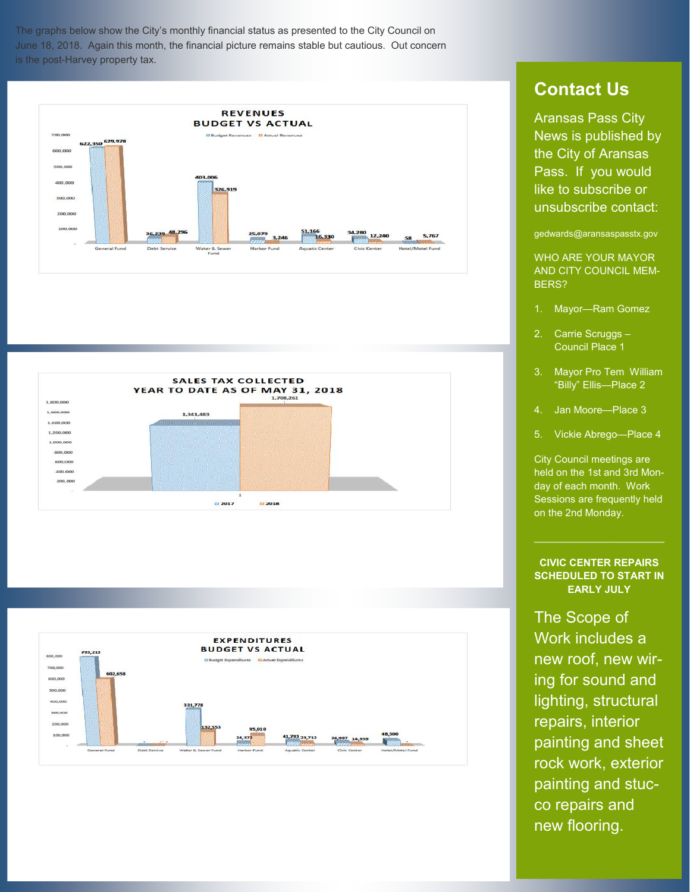The graphs below show the City's monthly financial status as presented to the City Council on June 18, 2018. Again this month, the financial picture remains stable but cautious. Out concern is the post-Harvey property tax.

REVENUES
BUDGET VS ACTUAL

Budget Revenues
Actual Revenues

700,000
600,000
500,000
400,000
300,000
200,000
100,000
-

General Fund: 622,350 / 629,978
Debt Service: 36,239 / 48,296
Water & Sewer Fund: 403,006 / 326,919
Harbor Fund: 25,079 / 3,246
Aquatic Center: 51,166 / 16,330
Civic Center: 34,280 / 12,240
Hotel/Motel Fund: 58 / 5,767

SALES TAX COLLECTED
YEAR TO DATE AS OF MAY 31, 2018

1,800,000
1,600,000
1,400,000
1,200,000
1,000,000
800,000
600,000
400,000
200,000
-

1

2017: 1,341,483
2018: 1,708,261

EXPENDITURES
BUDGET VS ACTUAL

Budget Expenditures
Actual Expenditures

800,000
700,000
600,000
500,000
400,000
300,000
200,000
100,000
-

General Fund: 793,213 / 602,658
Debt Service: - / -
Water & Sewer Fund: 331,778 / 132,553
Harbor Fund: 24,372 / 95,010
Aquatic Center: 41,793 / 23,712
Civic Center: 26,997 / 14,959
Hotel/Motel Fund: 48,500 / -

## Contact Us

Aransas Pass City News is published by the City of Aransas Pass. If you would like to subscribe or unsubscribe contact:

gedwards@aransaspasstx.gov

WHO ARE YOUR MAYOR AND CITY COUNCIL MEMBERS?

1. Mayor—Ram Gomez
2. Carrie Scruggs – Council Place 1
3. Mayor Pro Tem William "Billy" Ellis—Place 2
4. Jan Moore—Place 3
5. Vickie Abrego—Place 4

City Council meetings are held on the 1st and 3rd Monday of each month. Work Sessions are frequently held on the 2nd Monday.

---

**CIVIC CENTER REPAIRS SCHEDULED TO START IN EARLY JULY**

The Scope of Work includes a new roof, new wiring for sound and lighting, structural repairs, interior painting and sheet rock work, exterior painting and stucco repairs and new flooring.